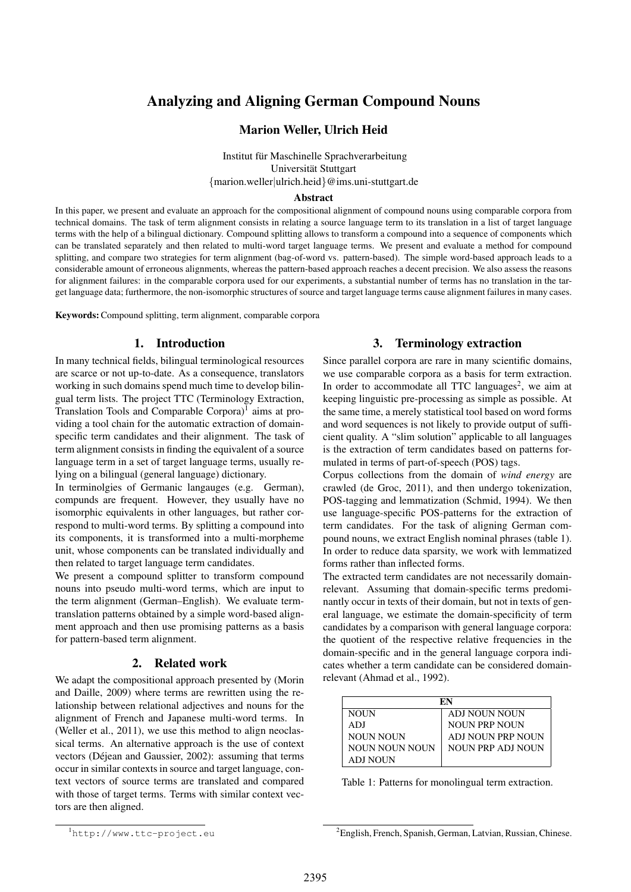# Analyzing and Aligning German Compound Nouns

**Marion Weller, Ulrich Heid**

Institut für Maschinelle Sprachverarbeitung
Universität Stuttgart
{marion.weller|ulrich.heid}@ims.uni-stuttgart.de

### Abstract

In this paper, we present and evaluate an approach for the compositional alignment of compound nouns using comparable corpora from technical domains. The task of term alignment consists in relating a source language term to its translation in a list of target language terms with the help of a bilingual dictionary. Compound splitting allows to transform a compound into a sequence of components which can be translated separately and then related to multi-word target language terms. We present and evaluate a method for compound splitting, and compare two strategies for term alignment (bag-of-word vs. pattern-based). The simple word-based approach leads to a considerable amount of erroneous alignments, whereas the pattern-based approach reaches a decent precision. We also assess the reasons for alignment failures: in the comparable corpora used for our experiments, a substantial number of terms has no translation in the target language data; furthermore, the non-isomorphic structures of source and target language terms cause alignment failures in many cases.

**Keywords:** Compound splitting, term alignment, comparable corpora

## 1. Introduction

In many technical fields, bilingual terminological resources are scarce or not up-to-date. As a consequence, translators working in such domains spend much time to develop bilingual term lists. The project TTC (Terminology Extraction, Translation Tools and Comparable Corpora)[1] aims at providing a tool chain for the automatic extraction of domain-specific term candidates and their alignment. The task of term alignment consists in finding the equivalent of a source language term in a set of target language terms, usually relying on a bilingual (general language) dictionary.

In terminolgies of Germanic langauges (e.g. German), compunds are frequent. However, they usually have no isomorphic equivalents in other languages, but rather correspond to multi-word terms. By splitting a compound into its components, it is transformed into a multi-morpheme unit, whose components can be translated individually and then related to target language term candidates.

We present a compound splitter to transform compound nouns into pseudo multi-word terms, which are input to the term alignment (German–English). We evaluate term-translation patterns obtained by a simple word-based alignment approach and then use promising patterns as a basis for pattern-based term alignment.

## 2. Related work

We adapt the compositional approach presented by (Morin and Daille, 2009) where terms are rewritten using the relationship between relational adjectives and nouns for the alignment of French and Japanese multi-word terms. In (Weller et al., 2011), we use this method to align neoclassical terms. An alternative approach is the use of context vectors (Déjean and Gaussier, 2002): assuming that terms occur in similar contexts in source and target language, context vectors of source terms are translated and compared with those of target terms. Terms with similar context vectors are then aligned.

## 3. Terminology extraction

Since parallel corpora are rare in many scientific domains, we use comparable corpora as a basis for term extraction. In order to accommodate all TTC languages[2], we aim at keeping linguistic pre-processing as simple as possible. At the same time, a merely statistical tool based on word forms and word sequences is not likely to provide output of sufficient quality. A "slim solution" applicable to all languages is the extraction of term candidates based on patterns formulated in terms of part-of-speech (POS) tags.

Corpus collections from the domain of *wind energy* are crawled (de Groc, 2011), and then undergo tokenization, POS-tagging and lemmatization (Schmid, 1994). We then use language-specific POS-patterns for the extraction of term candidates. For the task of aligning German compound nouns, we extract English nominal phrases (table 1). In order to reduce data sparsity, we work with lemmatized forms rather than inflected forms.

The extracted term candidates are not necessarily domain-relevant. Assuming that domain-specific terms predominantly occur in texts of their domain, but not in texts of general language, we estimate the domain-specificity of term candidates by a comparison with general language corpora: the quotient of the respective relative frequencies in the domain-specific and in the general language corpora indicates whether a term candidate can be considered domain-relevant (Ahmad et al., 1992).

| EN | |
|---|---|
| NOUN | ADJ NOUN NOUN |
| ADJ | NOUN PRP NOUN |
| NOUN NOUN | ADJ NOUN PRP NOUN |
| NOUN NOUN NOUN | NOUN PRP ADJ NOUN |
| ADJ NOUN | |

Table 1: Patterns for monolingual term extraction.

[1] http://www.ttc-project.eu

[2] English, French, Spanish, German, Latvian, Russian, Chinese.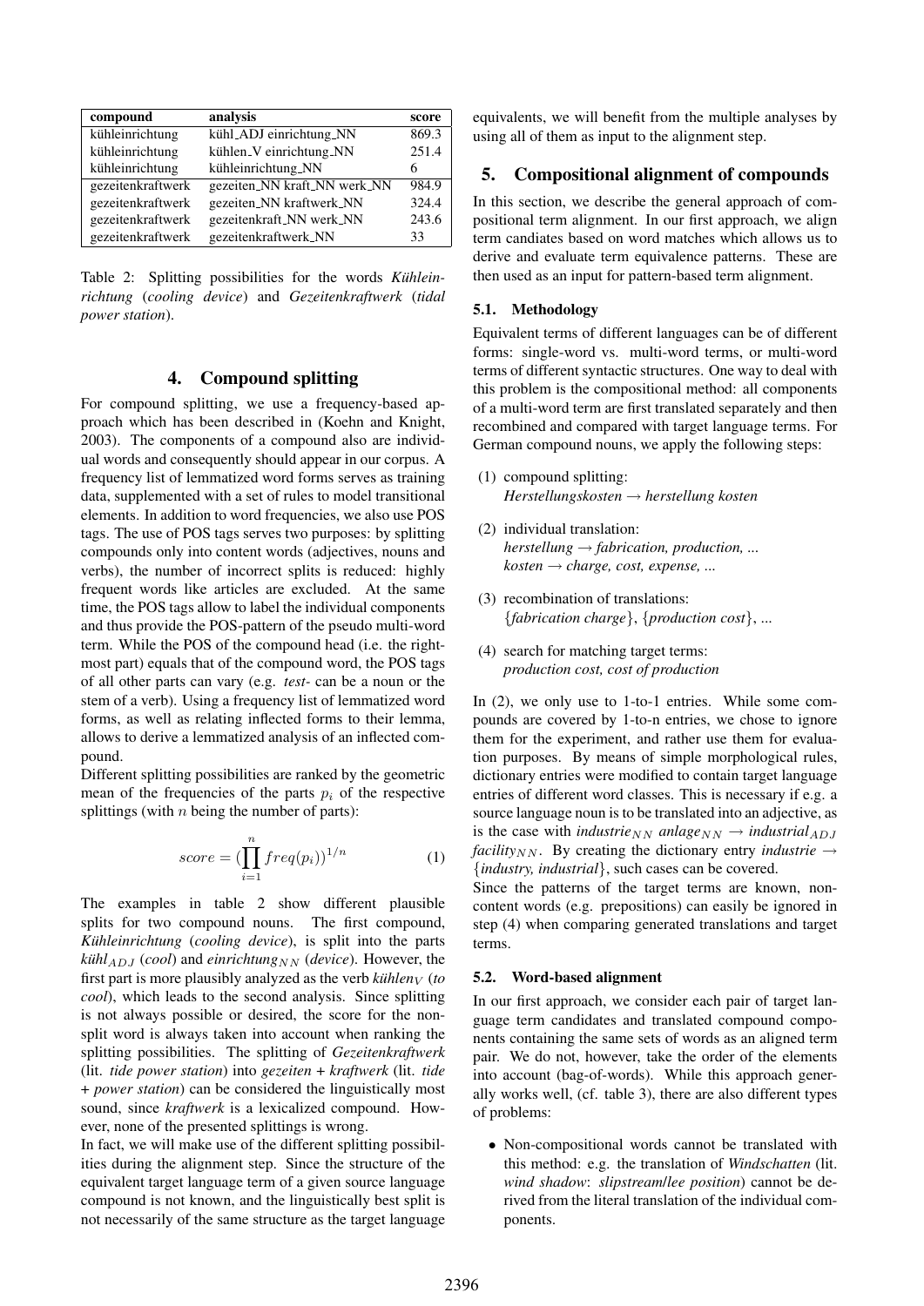| compound | analysis | score |
|---|---|---|
| kühleinrichtung | kühl_ADJ einrichtung_NN | 869.3 |
| kühleinrichtung | kühlen_V einrichtung_NN | 251.4 |
| kühleinrichtung | kühleinrichtung_NN | 6 |
| gezeitenkraftwerk | gezeiten_NN kraft_NN werk_NN | 984.9 |
| gezeitenkraftwerk | gezeiten_NN kraftwerk_NN | 324.4 |
| gezeitenkraftwerk | gezeitenkraft_NN werk_NN | 243.6 |
| gezeitenkraftwerk | gezeitenkraftwerk_NN | 33 |

Table 2: Splitting possibilities for the words *Kühleinrichtung* (*cooling device*) and *Gezeitenkraftwerk* (*tidal power station*).

## 4. Compound splitting

For compound splitting, we use a frequency-based approach which has been described in (Koehn and Knight, 2003). The components of a compound also are individual words and consequently should appear in our corpus. A frequency list of lemmatized word forms serves as training data, supplemented with a set of rules to model transitional elements. In addition to word frequencies, we also use POS tags. The use of POS tags serves two purposes: by splitting compounds only into content words (adjectives, nouns and verbs), the number of incorrect splits is reduced: highly frequent words like articles are excluded. At the same time, the POS tags allow to label the individual components and thus provide the POS-pattern of the pseudo multi-word term. While the POS of the compound head (i.e. the rightmost part) equals that of the compound word, the POS tags of all other parts can vary (e.g. *test-* can be a noun or the stem of a verb). Using a frequency list of lemmatized word forms, as well as relating inflected forms to their lemma, allows to derive a lemmatized analysis of an inflected compound.

Different splitting possibilities are ranked by the geometric mean of the frequencies of the parts $p_i$ of the respective splittings (with $n$ being the number of parts):

$$score = (\prod_{i=1}^{n} freq(p_i))^{1/n} \quad (1)$$

The examples in table 2 show different plausible splits for two compound nouns. The first compound, *Kühleinrichtung* (*cooling device*), is split into the parts $kühl_{ADJ}$ (*cool*) and $einrichtung_{NN}$ (*device*). However, the first part is more plausibly analyzed as the verb $kühlen_{V}$ (*to cool*), which leads to the second analysis. Since splitting is not always possible or desired, the score for the non-split word is always taken into account when ranking the splitting possibilities. The splitting of *Gezeitenkraftwerk* (lit. *tide power station*) into *gezeiten* + *kraftwerk* (lit. *tide* + *power station*) can be considered the linguistically most sound, since *kraftwerk* is a lexicalized compound. However, none of the presented splittings is wrong.

In fact, we will make use of the different splitting possibilities during the alignment step. Since the structure of the equivalent target language term of a given source language compound is not known, and the linguistically best split is not necessarily of the same structure as the target language equivalents, we will benefit from the multiple analyses by using all of them as input to the alignment step.

## 5. Compositional alignment of compounds

In this section, we describe the general approach of compositional term alignment. In our first approach, we align term candiates based on word matches which allows us to derive and evaluate term equivalence patterns. These are then used as an input for pattern-based term alignment.

### 5.1. Methodology

Equivalent terms of different languages can be of different forms: single-word vs. multi-word terms, or multi-word terms of different syntactic structures. One way to deal with this problem is the compositional method: all components of a multi-word term are first translated separately and then recombined and compared with target language terms. For German compound nouns, we apply the following steps:

(1) compound splitting:
*Herstellungskosten → herstellung kosten*

(2) individual translation:
*herstellung → fabrication, production, ...*
*kosten → charge, cost, expense, ...*

(3) recombination of translations:
{*fabrication charge*}, {*production cost*}, ...

(4) search for matching target terms:
*production cost, cost of production*

In (2), we only use to 1-to-1 entries. While some compounds are covered by 1-to-n entries, we chose to ignore them for the experiment, and rather use them for evaluation purposes. By means of simple morphological rules, dictionary entries were modified to contain target language entries of different word classes. This is necessary if e.g. a source language noun is to be translated into an adjective, as is the case with $industrie_{NN}$ $anlage_{NN}$ → $industrial_{ADJ}$ $facility_{NN}$. By creating the dictionary entry *industrie* → {*industry, industrial*}, such cases can be covered.

Since the patterns of the target terms are known, non-content words (e.g. prepositions) can easily be ignored in step (4) when comparing generated translations and target terms.

### 5.2. Word-based alignment

In our first approach, we consider each pair of target language term candidates and translated compound components containing the same sets of words as an aligned term pair. We do not, however, take the order of the elements into account (bag-of-words). While this approach generally works well, (cf. table 3), there are also different types of problems:

- Non-compositional words cannot be translated with this method: e.g. the translation of *Windschatten* (lit. *wind shadow*: *slipstream*/*lee position*) cannot be derived from the literal translation of the individual components.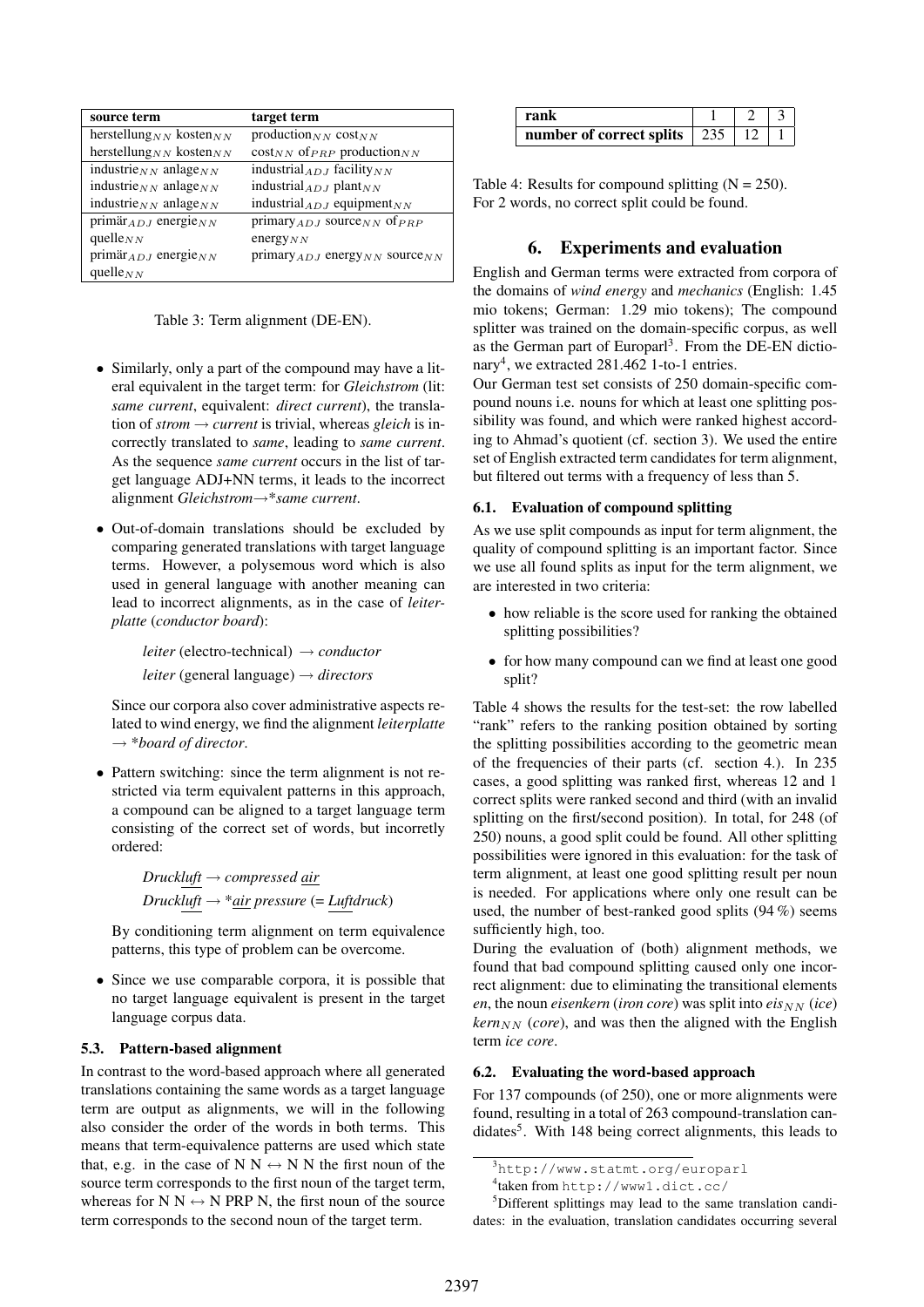| source term | target term |
|---|---|
| herstellung$_{NN}$ kosten$_{NN}$ | production$_{NN}$ cost$_{NN}$ |
| herstellung$_{NN}$ kosten$_{NN}$ | cost$_{NN}$ of$_{PRP}$ production$_{NN}$ |
| industrie$_{NN}$ anlage$_{NN}$ | industrial$_{ADJ}$ facility$_{NN}$ |
| industrie$_{NN}$ anlage$_{NN}$ | industrial$_{ADJ}$ plant$_{NN}$ |
| industrie$_{NN}$ anlage$_{NN}$ | industrial$_{ADJ}$ equipment$_{NN}$ |
| primär$_{ADJ}$ energie$_{NN}$ quelle$_{NN}$ | primary$_{ADJ}$ source$_{NN}$ of$_{PRP}$ energy$_{NN}$ |
| primär$_{ADJ}$ energie$_{NN}$ quelle$_{NN}$ | primary$_{ADJ}$ energy$_{NN}$ source$_{NN}$ |

Table 3: Term alignment (DE-EN).

- Similarly, only a part of the compound may have a literal equivalent in the target term: for *Gleichstrom* (lit: *same current*, equivalent: *direct current*), the translation of *strom* → *current* is trivial, whereas *gleich* is incorrectly translated to *same*, leading to *same current*. As the sequence *same current* occurs in the list of target language ADJ+NN terms, it leads to the incorrect alignment *Gleichstrom*→\**same current*.

- Out-of-domain translations should be excluded by comparing generated translations with target language terms. However, a polysemous word which is also used in general language with another meaning can lead to incorrect alignments, as in the case of *leiterplatte* (*conductor board*):

  *leiter* (electro-technical) → *conductor*
  
  *leiter* (general language) → *directors*

  Since our corpora also cover administrative aspects related to wind energy, we find the alignment *leiterplatte* → \**board of director*.

- Pattern switching: since the term alignment is not restricted via term equivalent patterns in this approach, a compound can be aligned to a target language term consisting of the correct set of words, but incorrectly ordered:

  *Druckluft* → *compressed air*
  
  *Druckluft* → \**air pressure* (= *Luftdruck*)

  By conditioning term alignment on term equivalence patterns, this type of problem can be overcome.

- Since we use comparable corpora, it is possible that no target language equivalent is present in the target language corpus data.

### 5.3. Pattern-based alignment

In contrast to the word-based approach where all generated translations containing the same words as a target language term are output as alignments, we will in the following also consider the order of the words in both terms. This means that term-equivalence patterns are used which state that, e.g. in the case of N N ↔ N N the first noun of the source term corresponds to the first noun of the target term, whereas for N N ↔ N PRP N, the first noun of the source term corresponds to the second noun of the target term.

| rank | 1 | 2 | 3 |
|---|---|---|---|
| number of correct splits | 235 | 12 | 1 |

Table 4: Results for compound splitting (N = 250). For 2 words, no correct split could be found.

## 6. Experiments and evaluation

English and German terms were extracted from corpora of the domains of *wind energy* and *mechanics* (English: 1.45 mio tokens; German: 1.29 mio tokens); The compound splitter was trained on the domain-specific corpus, as well as the German part of Europarl[3]. From the DE-EN dictionary[4], we extracted 281.462 1-to-1 entries.

Our German test set consists of 250 domain-specific compound nouns i.e. nouns for which at least one splitting possibility was found, and which were ranked highest according to Ahmad's quotient (cf. section 3). We used the entire set of English extracted term candidates for term alignment, but filtered out terms with a frequency of less than 5.

### 6.1. Evaluation of compound splitting

As we use split compounds as input for term alignment, the quality of compound splitting is an important factor. Since we use all found splits as input for the term alignment, we are interested in two criteria:

- how reliable is the score used for ranking the obtained splitting possibilities?
- for how many compound can we find at least one good split?

Table 4 shows the results for the test-set: the row labelled "rank" refers to the ranking position obtained by sorting the splitting possibilities according to the geometric mean of the frequencies of their parts (cf. section 4.). In 235 cases, a good splitting was ranked first, whereas 12 and 1 correct splits were ranked second and third (with an invalid splitting on the first/second position). In total, for 248 (of 250) nouns, a good split could be found. All other splitting possibilities were ignored in this evaluation: for the task of term alignment, at least one good splitting result per noun is needed. For applications where only one result can be used, the number of best-ranked good splits (94 %) seems sufficiently high, too.

During the evaluation of (both) alignment methods, we found that bad compound splitting caused only one incorrect alignment: due to eliminating the transitional elements *en*, the noun *eisenkern* (*iron core*) was split into *eis*$_{NN}$ (*ice*) *kern*$_{NN}$ (*core*), and was then the aligned with the English term *ice core*.

### 6.2. Evaluating the word-based approach

For 137 compounds (of 250), one or more alignments were found, resulting in a total of 263 compound-translation candidates[5]. With 148 being correct alignments, this leads to

[3] http://www.statmt.org/europarl

[4] taken from http://www1.dict.cc/

[5] Different splittings may lead to the same translation candidates: in the evaluation, translation candidates occurring several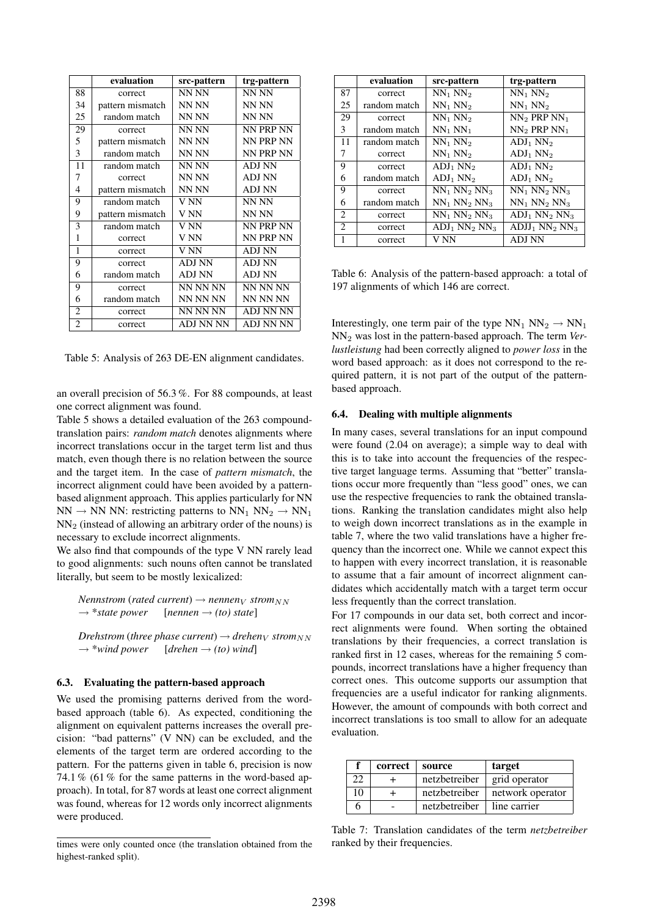|  | evaluation | src-pattern | trg-pattern |
|---|---|---|---|
| 88 | correct | NN NN | NN NN |
| 34 | pattern mismatch | NN NN | NN NN |
| 25 | random match | NN NN | NN NN |
| 29 | correct | NN NN | NN PRP NN |
| 5 | pattern mismatch | NN NN | NN PRP NN |
| 3 | random match | NN NN | NN PRP NN |
| 11 | random match | NN NN | ADJ NN |
| 7 | correct | NN NN | ADJ NN |
| 4 | pattern mismatch | NN NN | ADJ NN |
| 9 | random match | V NN | NN NN |
| 9 | pattern mismatch | V NN | NN NN |
| 3 | random match | V NN | NN PRP NN |
| 1 | correct | V NN | NN PRP NN |
| 1 | correct | V NN | ADJ NN |
| 9 | correct | ADJ NN | ADJ NN |
| 6 | random match | ADJ NN | ADJ NN |
| 9 | correct | NN NN NN | NN NN NN |
| 6 | random match | NN NN NN | NN NN NN |
| 2 | correct | NN NN NN | ADJ NN NN |
| 2 | correct | ADJ NN NN | ADJ NN NN |

Table 5: Analysis of 263 DE-EN alignment candidates.

an overall precision of 56.3 %. For 88 compounds, at least one correct alignment was found.

Table 5 shows a detailed evaluation of the 263 compound-translation pairs: *random match* denotes alignments where incorrect translations occur in the target term list and thus match, even though there is no relation between the source and the target item. In the case of *pattern mismatch*, the incorrect alignment could have been avoided by a pattern-based alignment approach. This applies particularly for NN NN → NN NN: restricting patterns to $NN_1$ $NN_2$ → $NN_1$ $NN_2$ (instead of allowing an arbitrary order of the nouns) is necessary to exclude incorrect alignments.

We also find that compounds of the type V NN rarely lead to good alignments: such nouns often cannot be translated literally, but seem to be mostly lexicalized:

*Nennstrom* (*rated current*) → *nennen*$_V$ *strom*$_{NN}$ → *\*state power* [*nennen* → *(to) state*]

*Drehstrom* (*three phase current*) → *drehen*$_V$ *strom*$_{NN}$ → *\*wind power* [*drehen* → *(to) wind*]

### 6.3. Evaluating the pattern-based approach

We used the promising patterns derived from the word-based approach (table 6). As expected, conditioning the alignment on equivalent patterns increases the overall precision: "bad patterns" (V NN) can be excluded, and the elements of the target term are ordered according to the pattern. For the patterns given in table 6, precision is now 74.1 % (61 % for the same patterns in the word-based approach). In total, for 87 words at least one correct alignment was found, whereas for 12 words only incorrect alignments were produced.

times were only counted once (the translation obtained from the highest-ranked split).

|  | evaluation | src-pattern | trg-pattern |
|---|---|---|---|
| 87 | correct | $NN_1$ $NN_2$ | $NN_1$ $NN_2$ |
| 25 | random match | $NN_1$ $NN_2$ | $NN_1$ $NN_2$ |
| 29 | correct | $NN_1$ $NN_2$ | $NN_2$ PRP $NN_1$ |
| 3 | random match | $NN_1$ $NN_1$ | $NN_2$ PRP $NN_1$ |
| 11 | random match | $NN_1$ $NN_2$ | $ADJ_1$ $NN_2$ |
| 7 | correct | $NN_1$ $NN_2$ | $ADJ_1$ $NN_2$ |
| 9 | correct | $ADJ_1$ $NN_2$ | $ADJ_1$ $NN_2$ |
| 6 | random match | $ADJ_1$ $NN_2$ | $ADJ_1$ $NN_2$ |
| 9 | correct | $NN_1$ $NN_2$ $NN_3$ | $NN_1$ $NN_2$ $NN_3$ |
| 6 | random match | $NN_1$ $NN_2$ $NN_3$ | $NN_1$ $NN_2$ $NN_3$ |
| 2 | correct | $NN_1$ $NN_2$ $NN_3$ | $ADJ_1$ $NN_2$ $NN_3$ |
| 2 | correct | $ADJ_1$ $NN_2$ $NN_3$ | $ADJJ_1$ $NN_2$ $NN_3$ |
| 1 | correct | V NN | ADJ NN |

Table 6: Analysis of the pattern-based approach: a total of 197 alignments of which 146 are correct.

Interestingly, one term pair of the type $NN_1$ $NN_2$ → $NN_1$ $NN_2$ was lost in the pattern-based approach. The term *Verlustleistung* had been correctly aligned to *power loss* in the word based approach: as it does not correspond to the required pattern, it is not part of the output of the pattern-based approach.

### 6.4. Dealing with multiple alignments

In many cases, several translations for an input compound were found (2.04 on average); a simple way to deal with this is to take into account the frequencies of the respective target language terms. Assuming that "better" translations occur more frequently than "less good" ones, we can use the respective frequencies to rank the obtained translations. Ranking the translation candidates might also help to weigh down incorrect translations as in the example in table 7, where the two valid translations have a higher frequency than the incorrect one. While we cannot expect this to happen with every incorrect translation, it is reasonable to assume that a fair amount of incorrect alignment candidates which accidentally match with a target term occur less frequently than the correct translation.

For 17 compounds in our data set, both correct and incorrect alignments were found. When sorting the obtained translations by their frequencies, a correct translation is ranked first in 12 cases, whereas for the remaining 5 compounds, incorrect translations have a higher frequency than correct ones. This outcome supports our assumption that frequencies are a useful indicator for ranking alignments. However, the amount of compounds with both correct and incorrect translations is too small to allow for an adequate evaluation.

| f | correct | source | target |
|---|---|---|---|
| 22 | + | netzbetreiber | grid operator |
| 10 | + | netzbetreiber | network operator |
| 6 | - | netzbetreiber | line carrier |

Table 7: Translation candidates of the term *netzbetreiber* ranked by their frequencies.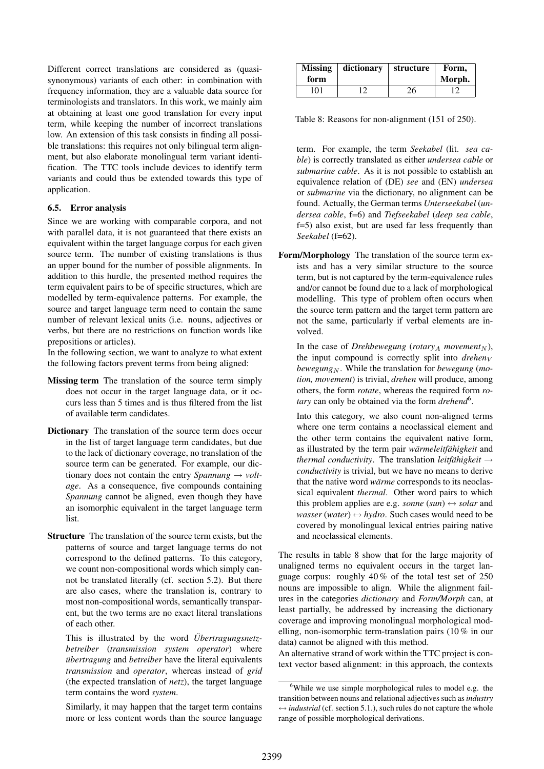Different correct translations are considered as (quasi-synonymous) variants of each other: in combination with frequency information, they are a valuable data source for terminologists and translators. In this work, we mainly aim at obtaining at least one good translation for every input term, while keeping the number of incorrect translations low. An extension of this task consists in finding all possible translations: this requires not only bilingual term alignment, but also elaborate monolingual term variant identification. The TTC tools include devices to identify term variants and could thus be extended towards this type of application.

### 6.5. Error analysis

Since we are working with comparable corpora, and not with parallel data, it is not guaranteed that there exists an equivalent within the target language corpus for each given source term. The number of existing translations is thus an upper bound for the number of possible alignments. In addition to this hurdle, the presented method requires the term equivalent pairs to be of specific structures, which are modelled by term-equivalence patterns. For example, the source and target language term need to contain the same number of relevant lexical units (i.e. nouns, adjectives or verbs, but there are no restrictions on function words like prepositions or articles).

In the following section, we want to analyze to what extent the following factors prevent terms from being aligned:

**Missing term** The translation of the source term simply does not occur in the target language data, or it occurs less than 5 times and is thus filtered from the list of available term candidates.

**Dictionary** The translation of the source term does occur in the list of target language term candidates, but due to the lack of dictionary coverage, no translation of the source term can be generated. For example, our dictionary does not contain the entry *Spannung* → *voltage*. As a consequence, five compounds containing *Spannung* cannot be aligned, even though they have an isomorphic equivalent in the target language term list.

**Structure** The translation of the source term exists, but the patterns of source and target language terms do not correspond to the defined patterns. To this category, we count non-compositional words which simply cannot be translated literally (cf. section 5.2). But there are also cases, where the translation is, contrary to most non-compositional words, semantically transparent, but the two terms are no exact literal translations of each other.

This is illustrated by the word *Übertragungsnetzbetreiber* (*transmission system operator*) where *übertragung* and *betreiber* have the literal equivalents *transmission* and *operator*, whereas instead of *grid* (the expected translation of *netz*), the target language term contains the word *system*.

Similarly, it may happen that the target term contains more or less content words than the source language term. For example, the term *Seekabel* (lit. *sea cable*) is correctly translated as either *undersea cable* or *submarine cable*. As it is not possible to establish an equivalence relation of (DE) *see* and (EN) *undersea* or *submarine* via the dictionary, no alignment can be found. Actually, the German terms *Unterseekabel* (*undersea cable*, f=6) and *Tiefseekabel* (*deep sea cable*, f=5) also exist, but are used far less frequently than *Seekabel* (f=62).

**Form/Morphology** The translation of the source term exists and has a very similar structure to the source term, but is not captured by the term-equivalence rules and/or cannot be found due to a lack of morphological modelling. This type of problem often occurs when the source term pattern and the target term pattern are not the same, particularly if verbal elements are involved.

In the case of *Drehbewegung* (*rotary*$_A$ *movement*$_N$), the input compound is correctly split into *drehen*$_V$ *bewegung*$_N$. While the translation for *bewegung* (*motion, movement*) is trivial, *drehen* will produce, among others, the form *rotate*, whereas the required form *rotary* can only be obtained via the form *drehend*[6].

Into this category, we also count non-aligned terms where one term contains a neoclassical element and the other term contains the equivalent native form, as illustrated by the term pair *wärmeleitfähigkeit* and *thermal conductivity*. The translation *leitfähigkeit* → *conductivity* is trivial, but we have no means to derive that the native word *wärme* corresponds to its neoclassical equivalent *thermal*. Other word pairs to which this problem applies are e.g. *sonne* (*sun*) ↔ *solar* and *wasser* (*water*) ↔ *hydro*. Such cases would need to be covered by monolingual lexical entries pairing native and neoclassical elements.

| Missing form | dictionary | structure | Form, Morph. |
|---|---|---|---|
| 101 | 12 | 26 | 12 |

Table 8: Reasons for non-alignment (151 of 250).

The results in table 8 show that for the large majority of unaligned terms no equivalent occurs in the target language corpus: roughly 40 % of the total test set of 250 nouns are impossible to align. While the alignment failures in the categories *dictionary* and *Form/Morph* can, at least partially, be addressed by increasing the dictionary coverage and improving monolingual morphological modelling, non-isomorphic term-translation pairs (10 % in our data) cannot be aligned with this method.

An alternative strand of work within the TTC project is context vector based alignment: in this approach, the contexts

[6] While we use simple morphological rules to model e.g. the transition between nouns and relational adjectives such as *industry* ↔ *industrial* (cf. section 5.1.), such rules do not capture the whole range of possible morphological derivations.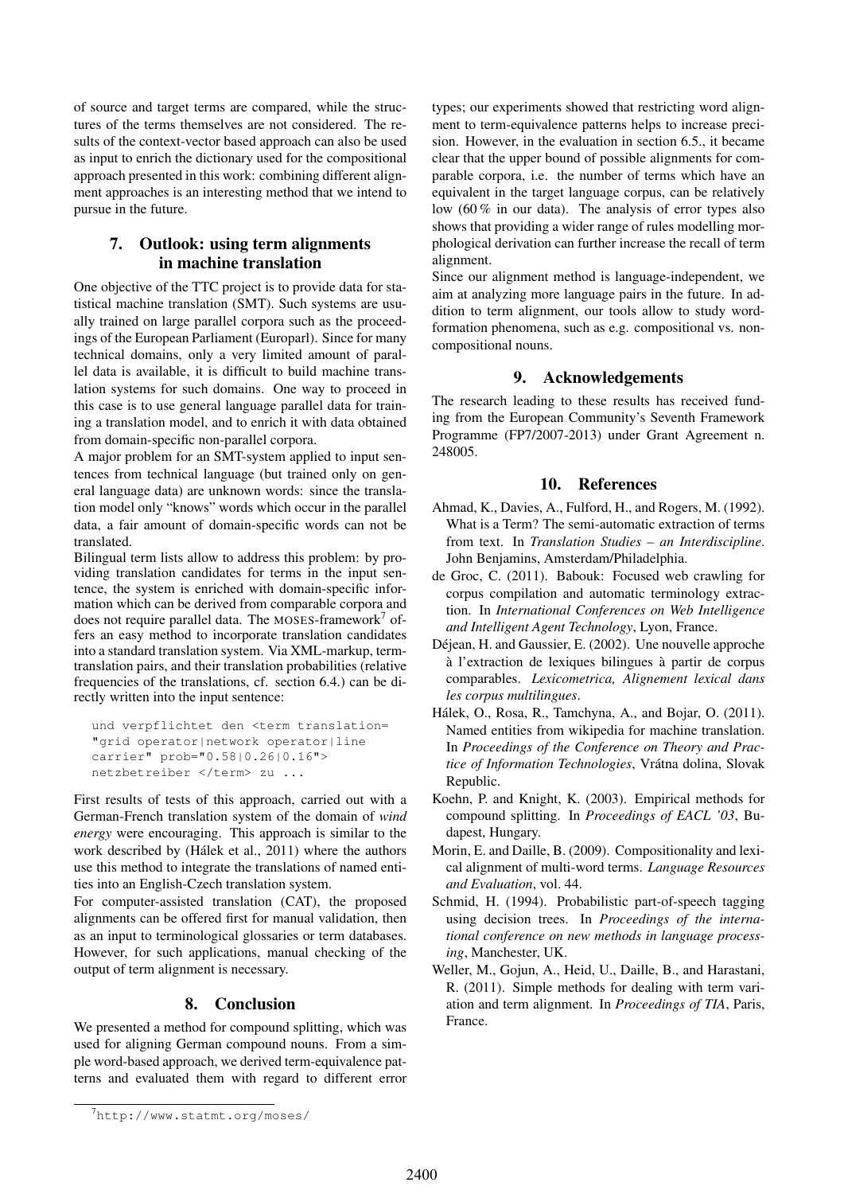of source and target terms are compared, while the structures of the terms themselves are not considered. The results of the context-vector based approach can also be used as input to enrich the dictionary used for the compositional approach presented in this work: combining different alignment approaches is an interesting method that we intend to pursue in the future.

## 7. Outlook: using term alignments in machine translation

One objective of the TTC project is to provide data for statistical machine translation (SMT). Such systems are usually trained on large parallel corpora such as the proceedings of the European Parliament (Europarl). Since for many technical domains, only a very limited amount of parallel data is available, it is difficult to build machine translation systems for such domains. One way to proceed in this case is to use general language parallel data for training a translation model, and to enrich it with data obtained from domain-specific non-parallel corpora.

A major problem for an SMT-system applied to input sentences from technical language (but trained only on general language data) are unknown words: since the translation model only "knows" words which occur in the parallel data, a fair amount of domain-specific words can not be translated.

Bilingual term lists allow to address this problem: by providing translation candidates for terms in the input sentence, the system is enriched with domain-specific information which can be derived from comparable corpora and does not require parallel data. The MOSES-framework[7] offers an easy method to incorporate translation candidates into a standard translation system. Via XML-markup, term-translation pairs, and their translation probabilities (relative frequencies of the translations, cf. section 6.4.) can be directly written into the input sentence:

```
und verpflichtet den <term translation=
"grid operator|network operator|line
carrier" prob="0.58|0.26|0.16">
netzbetreiber </term> zu ...
```

First results of tests of this approach, carried out with a German-French translation system of the domain of *wind energy* were encouraging. This approach is similar to the work described by (Hálek et al., 2011) where the authors use this method to integrate the translations of named entities into an English-Czech translation system.

For computer-assisted translation (CAT), the proposed alignments can be offered first for manual validation, then as an input to terminological glossaries or term databases. However, for such applications, manual checking of the output of term alignment is necessary.

## 8. Conclusion

We presented a method for compound splitting, which was used for aligning German compound nouns. From a simple word-based approach, we derived term-equivalence patterns and evaluated them with regard to different error types; our experiments showed that restricting word alignment to term-equivalence patterns helps to increase precision. However, in the evaluation in section 6.5., it became clear that the upper bound of possible alignments for comparable corpora, i.e. the number of terms which have an equivalent in the target language corpus, can be relatively low (60 % in our data). The analysis of error types also shows that providing a wider range of rules modelling morphological derivation can further increase the recall of term alignment.

Since our alignment method is language-independent, we aim at analyzing more language pairs in the future. In addition to term alignment, our tools allow to study word-formation phenomena, such as e.g. compositional vs. non-compositional nouns.

## 9. Acknowledgements

The research leading to these results has received funding from the European Community's Seventh Framework Programme (FP7/2007-2013) under Grant Agreement n. 248005.

## 10. References

Ahmad, K., Davies, A., Fulford, H., and Rogers, M. (1992). What is a Term? The semi-automatic extraction of terms from text. In *Translation Studies – an Interdiscipline*. John Benjamins, Amsterdam/Philadelphia.

de Groc, C. (2011). Babouk: Focused web crawling for corpus compilation and automatic terminology extraction. In *International Conferences on Web Intelligence and Intelligent Agent Technology*, Lyon, France.

Déjean, H. and Gaussier, E. (2002). Une nouvelle approche à l'extraction de lexiques bilingues à partir de corpus comparables. *Lexicometrica, Alignement lexical dans les corpus multilingues*.

Hálek, O., Rosa, R., Tamchyna, A., and Bojar, O. (2011). Named entities from wikipedia for machine translation. In *Proceedings of the Conference on Theory and Practice of Information Technologies*, Vrátna dolina, Slovak Republic.

Koehn, P. and Knight, K. (2003). Empirical methods for compound splitting. In *Proceedings of EACL '03*, Budapest, Hungary.

Morin, E. and Daille, B. (2009). Compositionality and lexical alignment of multi-word terms. *Language Resources and Evaluation*, vol. 44.

Schmid, H. (1994). Probabilistic part-of-speech tagging using decision trees. In *Proceedings of the international conference on new methods in language processing*, Manchester, UK.

Weller, M., Gojun, A., Heid, U., Daille, B., and Harastani, R. (2011). Simple methods for dealing with term variation and term alignment. In *Proceedings of TIA*, Paris, France.

[7] http://www.statmt.org/moses/